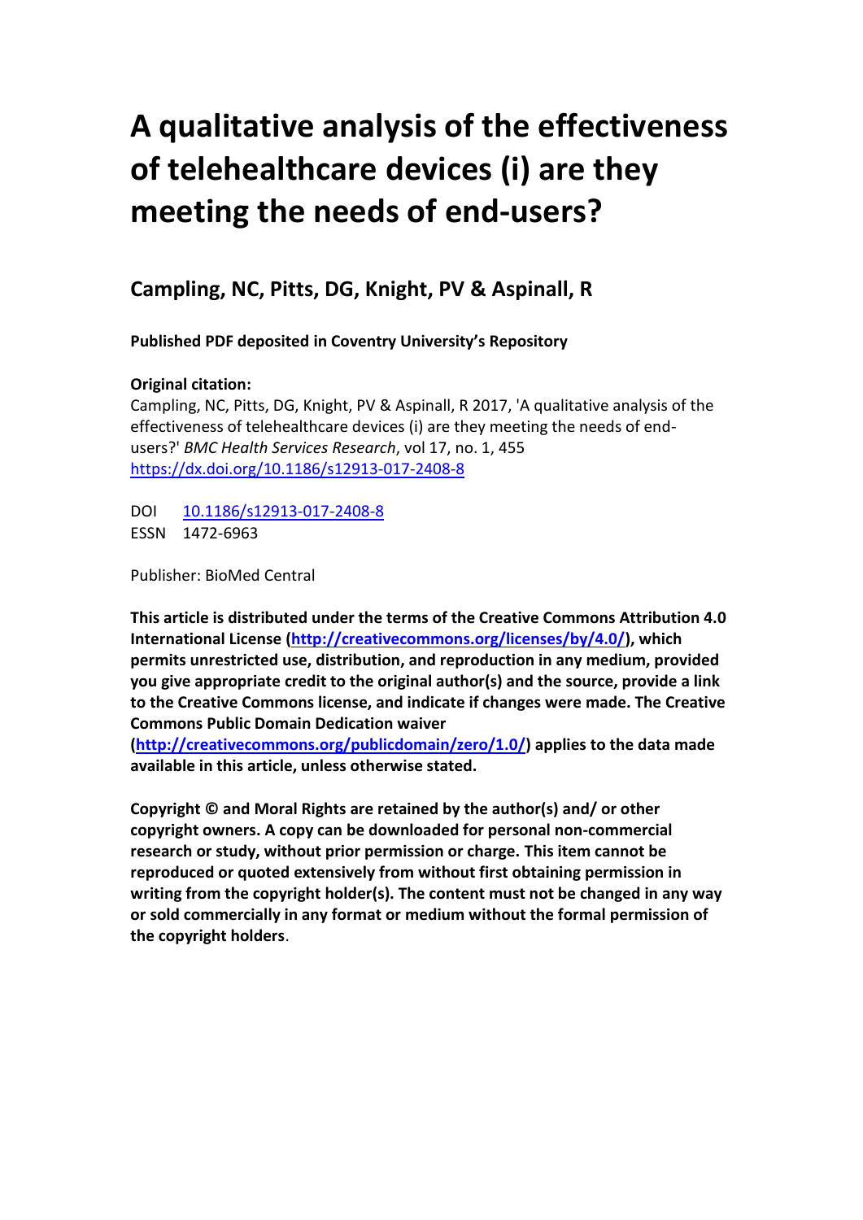# A qualitative analysis of the effectiveness of telehealthcare devices (i) are they meeting the needs of end-users?

## Campling, NC, Pitts, DG, Knight, PV & Aspinall, R

**Published PDF deposited in Coventry University's Repository**

**Original citation:**

Campling, NC, Pitts, DG, Knight, PV & Aspinall, R 2017, 'A qualitative analysis of the effectiveness of telehealthcare devices (i) are they meeting the needs of end-users?' *BMC Health Services Research*, vol 17, no. 1, 455
https://dx.doi.org/10.1186/s12913-017-2408-8

DOI 10.1186/s12913-017-2408-8
ESSN 1472-6963

Publisher: BioMed Central

**This article is distributed under the terms of the Creative Commons Attribution 4.0 International License (http://creativecommons.org/licenses/by/4.0/), which permits unrestricted use, distribution, and reproduction in any medium, provided you give appropriate credit to the original author(s) and the source, provide a link to the Creative Commons license, and indicate if changes were made. The Creative Commons Public Domain Dedication waiver (http://creativecommons.org/publicdomain/zero/1.0/) applies to the data made available in this article, unless otherwise stated.**

**Copyright © and Moral Rights are retained by the author(s) and/ or other copyright owners. A copy can be downloaded for personal non-commercial research or study, without prior permission or charge. This item cannot be reproduced or quoted extensively from without first obtaining permission in writing from the copyright holder(s). The content must not be changed in any way or sold commercially in any format or medium without the formal permission of the copyright holders**.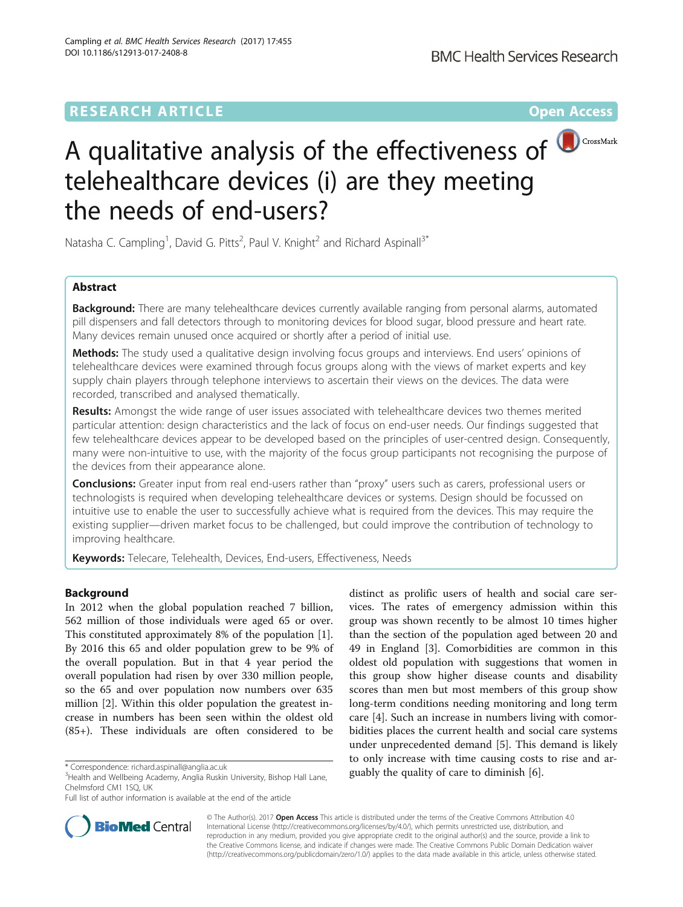# A qualitative analysis of the effectiveness of telehealthcare devices (i) are they meeting the needs of end-users?

Natasha C. Campling[1], David G. Pitts[2], Paul V. Knight[2] and Richard Aspinall[3*]

## Abstract

**Background:** There are many telehealthcare devices currently available ranging from personal alarms, automated pill dispensers and fall detectors through to monitoring devices for blood sugar, blood pressure and heart rate. Many devices remain unused once acquired or shortly after a period of initial use.

**Methods:** The study used a qualitative design involving focus groups and interviews. End users' opinions of telehealthcare devices were examined through focus groups along with the views of market experts and key supply chain players through telephone interviews to ascertain their views on the devices. The data were recorded, transcribed and analysed thematically.

**Results:** Amongst the wide range of user issues associated with telehealthcare devices two themes merited particular attention: design characteristics and the lack of focus on end-user needs. Our findings suggested that few telehealthcare devices appear to be developed based on the principles of user-centred design. Consequently, many were non-intuitive to use, with the majority of the focus group participants not recognising the purpose of the devices from their appearance alone.

**Conclusions:** Greater input from real end-users rather than "proxy" users such as carers, professional users or technologists is required when developing telehealthcare devices or systems. Design should be focussed on intuitive use to enable the user to successfully achieve what is required from the devices. This may require the existing supplier—driven market focus to be challenged, but could improve the contribution of technology to improving healthcare.

**Keywords:** Telecare, Telehealth, Devices, End-users, Effectiveness, Needs

## Background

In 2012 when the global population reached 7 billion, 562 million of those individuals were aged 65 or over. This constituted approximately 8% of the population [1]. By 2016 this 65 and older population grew to be 9% of the overall population. But in that 4 year period the overall population had risen by over 330 million people, so the 65 and over population now numbers over 635 million [2]. Within this older population the greatest increase in numbers has been seen within the oldest old (85+). These individuals are often considered to be distinct as prolific users of health and social care services. The rates of emergency admission within this group was shown recently to be almost 10 times higher than the section of the population aged between 20 and 49 in England [3]. Comorbidities are common in this oldest old population with suggestions that women in this group show higher disease counts and disability scores than men but most members of this group show long-term conditions needing monitoring and long term care [4]. Such an increase in numbers living with comorbidities places the current health and social care systems under unprecedented demand [5]. This demand is likely to only increase with time causing costs to rise and arguably the quality of care to diminish [6].

* Correspondence: richard.aspinall@anglia.ac.uk
[3]Health and Wellbeing Academy, Anglia Ruskin University, Bishop Hall Lane, Chelmsford CM1 1SQ, UK
Full list of author information is available at the end of the article

© The Author(s). 2017 **Open Access** This article is distributed under the terms of the Creative Commons Attribution 4.0 International License (http://creativecommons.org/licenses/by/4.0/), which permits unrestricted use, distribution, and reproduction in any medium, provided you give appropriate credit to the original author(s) and the source, provide a link to the Creative Commons license, and indicate if changes were made. The Creative Commons Public Domain Dedication waiver (http://creativecommons.org/publicdomain/zero/1.0/) applies to the data made available in this article, unless otherwise stated.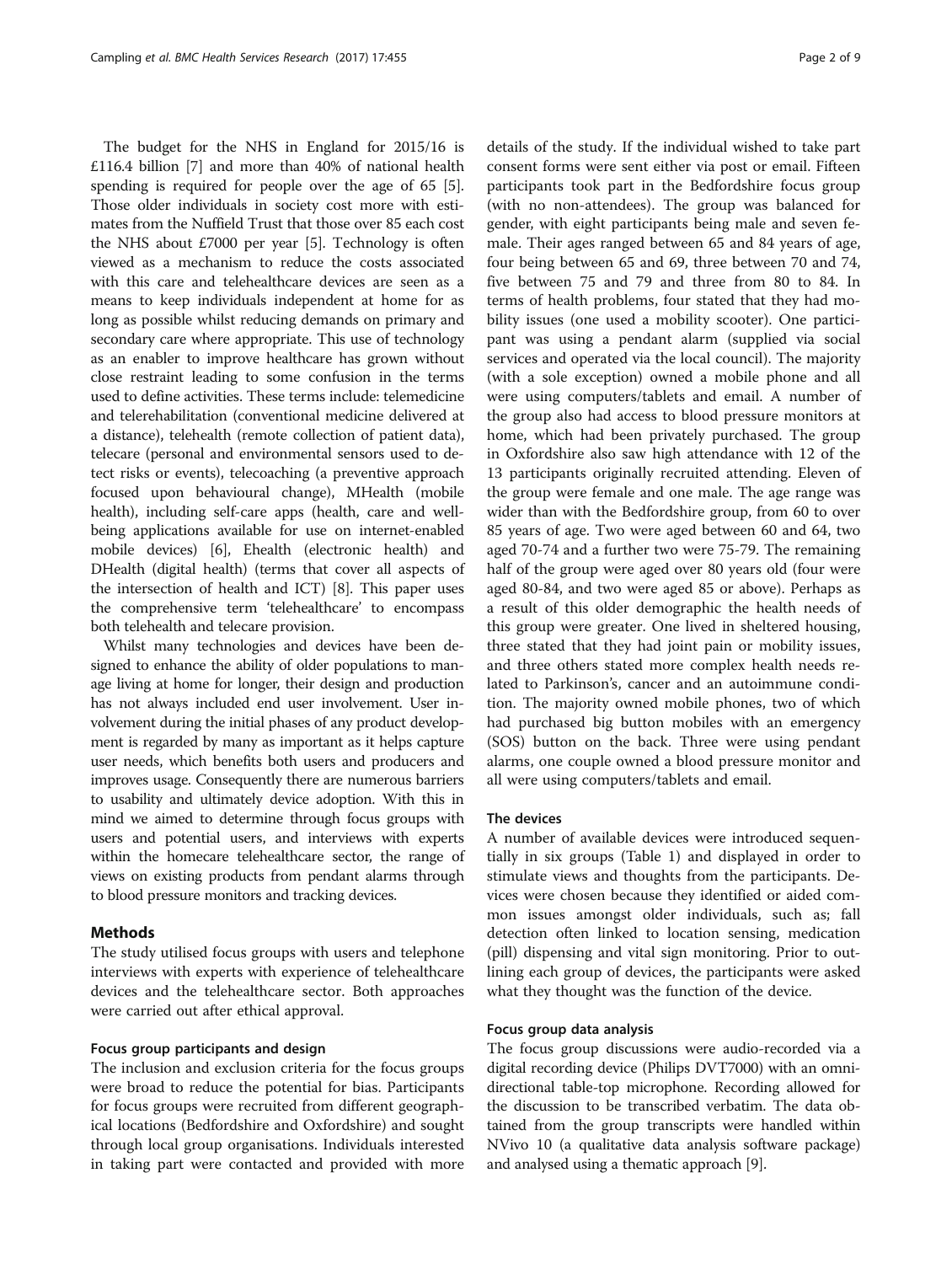The budget for the NHS in England for 2015/16 is £116.4 billion [7] and more than 40% of national health spending is required for people over the age of 65 [5]. Those older individuals in society cost more with estimates from the Nuffield Trust that those over 85 each cost the NHS about £7000 per year [5]. Technology is often viewed as a mechanism to reduce the costs associated with this care and telehealthcare devices are seen as a means to keep individuals independent at home for as long as possible whilst reducing demands on primary and secondary care where appropriate. This use of technology as an enabler to improve healthcare has grown without close restraint leading to some confusion in the terms used to define activities. These terms include: telemedicine and telerehabilitation (conventional medicine delivered at a distance), telehealth (remote collection of patient data), telecare (personal and environmental sensors used to detect risks or events), telecoaching (a preventive approach focused upon behavioural change), MHealth (mobile health), including self-care apps (health, care and wellbeing applications available for use on internet-enabled mobile devices) [6], Ehealth (electronic health) and DHealth (digital health) (terms that cover all aspects of the intersection of health and ICT) [8]. This paper uses the comprehensive term 'telehealthcare' to encompass both telehealth and telecare provision.

Whilst many technologies and devices have been designed to enhance the ability of older populations to manage living at home for longer, their design and production has not always included end user involvement. User involvement during the initial phases of any product development is regarded by many as important as it helps capture user needs, which benefits both users and producers and improves usage. Consequently there are numerous barriers to usability and ultimately device adoption. With this in mind we aimed to determine through focus groups with users and potential users, and interviews with experts within the homecare telehealthcare sector, the range of views on existing products from pendant alarms through to blood pressure monitors and tracking devices.

## Methods

The study utilised focus groups with users and telephone interviews with experts with experience of telehealthcare devices and the telehealthcare sector. Both approaches were carried out after ethical approval.

### Focus group participants and design

The inclusion and exclusion criteria for the focus groups were broad to reduce the potential for bias. Participants for focus groups were recruited from different geographical locations (Bedfordshire and Oxfordshire) and sought through local group organisations. Individuals interested in taking part were contacted and provided with more details of the study. If the individual wished to take part consent forms were sent either via post or email. Fifteen participants took part in the Bedfordshire focus group (with no non-attendees). The group was balanced for gender, with eight participants being male and seven female. Their ages ranged between 65 and 84 years of age, four being between 65 and 69, three between 70 and 74, five between 75 and 79 and three from 80 to 84. In terms of health problems, four stated that they had mobility issues (one used a mobility scooter). One participant was using a pendant alarm (supplied via social services and operated via the local council). The majority (with a sole exception) owned a mobile phone and all were using computers/tablets and email. A number of the group also had access to blood pressure monitors at home, which had been privately purchased. The group in Oxfordshire also saw high attendance with 12 of the 13 participants originally recruited attending. Eleven of the group were female and one male. The age range was wider than with the Bedfordshire group, from 60 to over 85 years of age. Two were aged between 60 and 64, two aged 70-74 and a further two were 75-79. The remaining half of the group were aged over 80 years old (four were aged 80-84, and two were aged 85 or above). Perhaps as a result of this older demographic the health needs of this group were greater. One lived in sheltered housing, three stated that they had joint pain or mobility issues, and three others stated more complex health needs related to Parkinson's, cancer and an autoimmune condition. The majority owned mobile phones, two of which had purchased big button mobiles with an emergency (SOS) button on the back. Three were using pendant alarms, one couple owned a blood pressure monitor and all were using computers/tablets and email.

### The devices

A number of available devices were introduced sequentially in six groups (Table 1) and displayed in order to stimulate views and thoughts from the participants. Devices were chosen because they identified or aided common issues amongst older individuals, such as; fall detection often linked to location sensing, medication (pill) dispensing and vital sign monitoring. Prior to outlining each group of devices, the participants were asked what they thought was the function of the device.

### Focus group data analysis

The focus group discussions were audio-recorded via a digital recording device (Philips DVT7000) with an omnidirectional table-top microphone. Recording allowed for the discussion to be transcribed verbatim. The data obtained from the group transcripts were handled within NVivo 10 (a qualitative data analysis software package) and analysed using a thematic approach [9].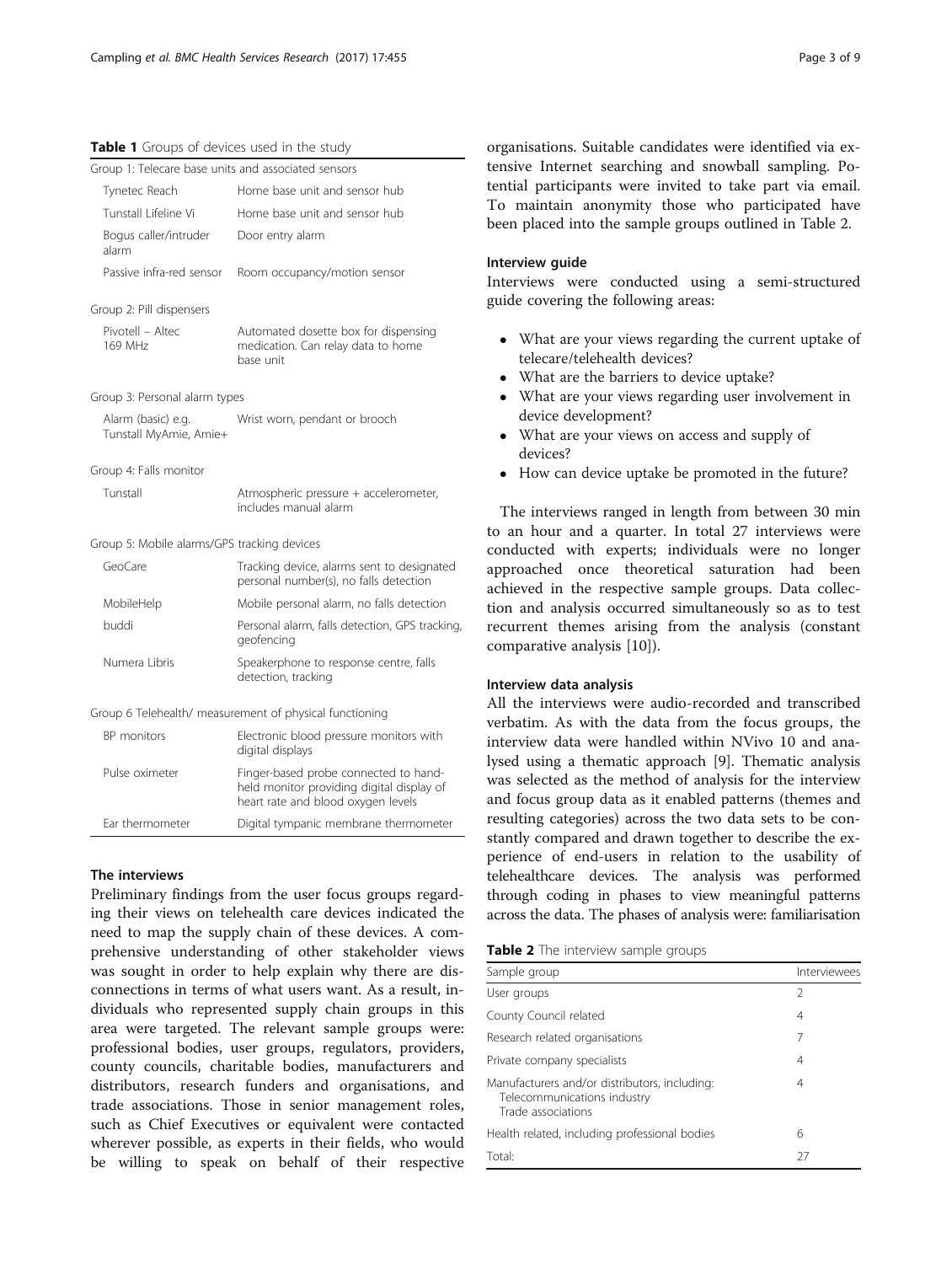**Table 1** Groups of devices used in the study

| | |
|---|---|
| Group 1: Telecare base units and associated sensors | |
| Tynetec Reach | Home base unit and sensor hub |
| Tunstall Lifeline Vi | Home base unit and sensor hub |
| Bogus caller/intruder alarm | Door entry alarm |
| Passive infra-red sensor | Room occupancy/motion sensor |
| Group 2: Pill dispensers | |
| Pivotell – Altec 169 MHz | Automated dosette box for dispensing medication. Can relay data to home base unit |
| Group 3: Personal alarm types | |
| Alarm (basic) e.g. Tunstall MyAmie, Amie+ | Wrist worn, pendant or brooch |
| Group 4: Falls monitor | |
| Tunstall | Atmospheric pressure + accelerometer, includes manual alarm |
| Group 5: Mobile alarms/GPS tracking devices | |
| GeoCare | Tracking device, alarms sent to designated personal number(s), no falls detection |
| MobileHelp | Mobile personal alarm, no falls detection |
| buddi | Personal alarm, falls detection, GPS tracking, geofencing |
| Numera Libris | Speakerphone to response centre, falls detection, tracking |
| Group 6 Telehealth/ measurement of physical functioning | |
| BP monitors | Electronic blood pressure monitors with digital displays |
| Pulse oximeter | Finger-based probe connected to hand-held monitor providing digital display of heart rate and blood oxygen levels |
| Ear thermometer | Digital tympanic membrane thermometer |

### The interviews

Preliminary findings from the user focus groups regarding their views on telehealth care devices indicated the need to map the supply chain of these devices. A comprehensive understanding of other stakeholder views was sought in order to help explain why there are disconnections in terms of what users want. As a result, individuals who represented supply chain groups in this area were targeted. The relevant sample groups were: professional bodies, user groups, regulators, providers, county councils, charitable bodies, manufacturers and distributors, research funders and organisations, and trade associations. Those in senior management roles, such as Chief Executives or equivalent were contacted wherever possible, as experts in their fields, who would be willing to speak on behalf of their respective organisations. Suitable candidates were identified via extensive Internet searching and snowball sampling. Potential participants were invited to take part via email. To maintain anonymity those who participated have been placed into the sample groups outlined in Table 2.

#### Interview guide

Interviews were conducted using a semi-structured guide covering the following areas:

- What are your views regarding the current uptake of telecare/telehealth devices?
- What are the barriers to device uptake?
- What are your views regarding user involvement in device development?
- What are your views on access and supply of devices?
- How can device uptake be promoted in the future?

The interviews ranged in length from between 30 min to an hour and a quarter. In total 27 interviews were conducted with experts; individuals were no longer approached once theoretical saturation had been achieved in the respective sample groups. Data collection and analysis occurred simultaneously so as to test recurrent themes arising from the analysis (constant comparative analysis [10]).

#### Interview data analysis

All the interviews were audio-recorded and transcribed verbatim. As with the data from the focus groups, the interview data were handled within NVivo 10 and analysed using a thematic approach [9]. Thematic analysis was selected as the method of analysis for the interview and focus group data as it enabled patterns (themes and resulting categories) across the two data sets to be constantly compared and drawn together to describe the experience of end-users in relation to the usability of telehealthcare devices. The analysis was performed through coding in phases to view meaningful patterns across the data. The phases of analysis were: familiarisation

**Table 2** The interview sample groups

| Sample group | Interviewees |
|---|---|
| User groups | 2 |
| County Council related | 4 |
| Research related organisations | 7 |
| Private company specialists | 4 |
| Manufacturers and/or distributors, including: Telecommunications industry Trade associations | 4 |
| Health related, including professional bodies | 6 |
| Total: | 27 |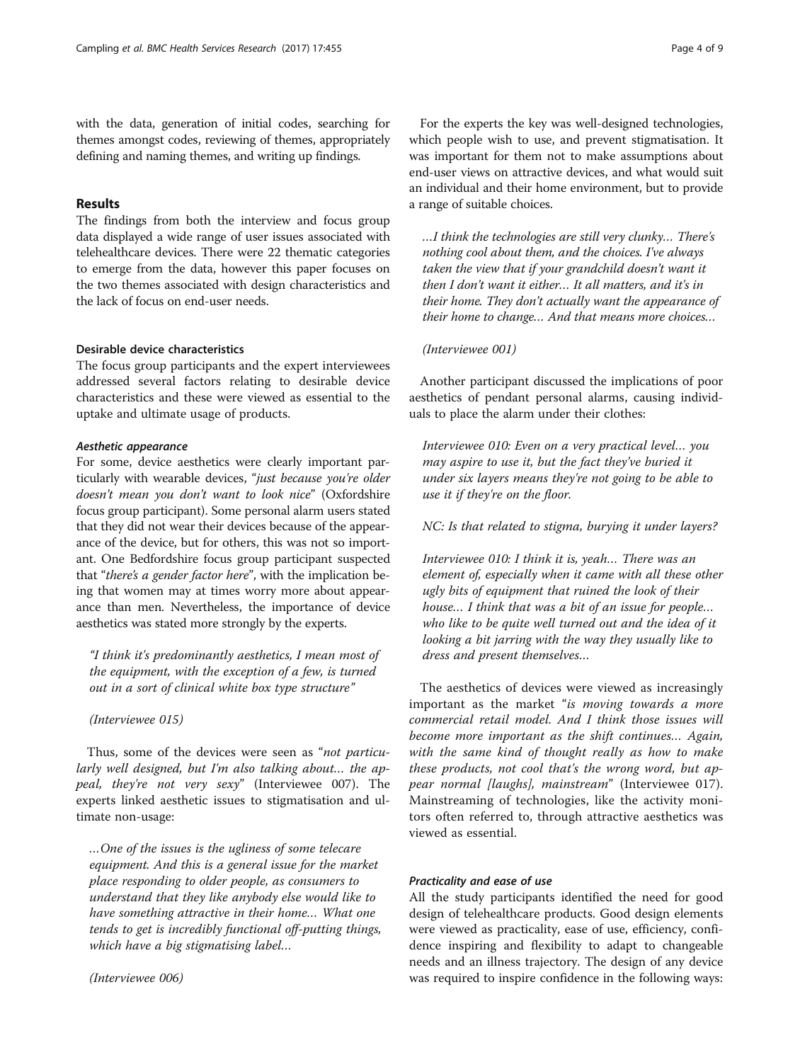with the data, generation of initial codes, searching for themes amongst codes, reviewing of themes, appropriately defining and naming themes, and writing up findings.

## Results

The findings from both the interview and focus group data displayed a wide range of user issues associated with telehealthcare devices. There were 22 thematic categories to emerge from the data, however this paper focuses on the two themes associated with design characteristics and the lack of focus on end-user needs.

### Desirable device characteristics

The focus group participants and the expert interviewees addressed several factors relating to desirable device characteristics and these were viewed as essential to the uptake and ultimate usage of products.

#### *Aesthetic appearance*

For some, device aesthetics were clearly important particularly with wearable devices, "*just because you're older doesn't mean you don't want to look nice*" (Oxfordshire focus group participant). Some personal alarm users stated that they did not wear their devices because of the appearance of the device, but for others, this was not so important. One Bedfordshire focus group participant suspected that "*there's a gender factor here*", with the implication being that women may at times worry more about appearance than men. Nevertheless, the importance of device aesthetics was stated more strongly by the experts.

> *"I think it's predominantly aesthetics, I mean most of the equipment, with the exception of a few, is turned out in a sort of clinical white box type structure"*
>
> *(Interviewee 015)*

Thus, some of the devices were seen as "*not particularly well designed, but I'm also talking about… the appeal, they're not very sexy*" (Interviewee 007). The experts linked aesthetic issues to stigmatisation and ultimate non-usage:

> *…One of the issues is the ugliness of some telecare equipment. And this is a general issue for the market place responding to older people, as consumers to understand that they like anybody else would like to have something attractive in their home… What one tends to get is incredibly functional off-putting things, which have a big stigmatising label…*
>
> *(Interviewee 006)*

For the experts the key was well-designed technologies, which people wish to use, and prevent stigmatisation. It was important for them not to make assumptions about end-user views on attractive devices, and what would suit an individual and their home environment, but to provide a range of suitable choices.

> *…I think the technologies are still very clunky… There's nothing cool about them, and the choices. I've always taken the view that if your grandchild doesn't want it then I don't want it either… It all matters, and it's in their home. They don't actually want the appearance of their home to change… And that means more choices…*
>
> *(Interviewee 001)*

Another participant discussed the implications of poor aesthetics of pendant personal alarms, causing individuals to place the alarm under their clothes:

> *Interviewee 010: Even on a very practical level… you may aspire to use it, but the fact they've buried it under six layers means they're not going to be able to use it if they're on the floor.*
>
> *NC: Is that related to stigma, burying it under layers?*
>
> *Interviewee 010: I think it is, yeah… There was an element of, especially when it came with all these other ugly bits of equipment that ruined the look of their house… I think that was a bit of an issue for people… who like to be quite well turned out and the idea of it looking a bit jarring with the way they usually like to dress and present themselves…*

The aesthetics of devices were viewed as increasingly important as the market "*is moving towards a more commercial retail model. And I think those issues will become more important as the shift continues… Again, with the same kind of thought really as how to make these products, not cool that's the wrong word, but appear normal [laughs], mainstream*" (Interviewee 017). Mainstreaming of technologies, like the activity monitors often referred to, through attractive aesthetics was viewed as essential.

#### *Practicality and ease of use*

All the study participants identified the need for good design of telehealthcare products. Good design elements were viewed as practicality, ease of use, efficiency, confidence inspiring and flexibility to adapt to changeable needs and an illness trajectory. The design of any device was required to inspire confidence in the following ways: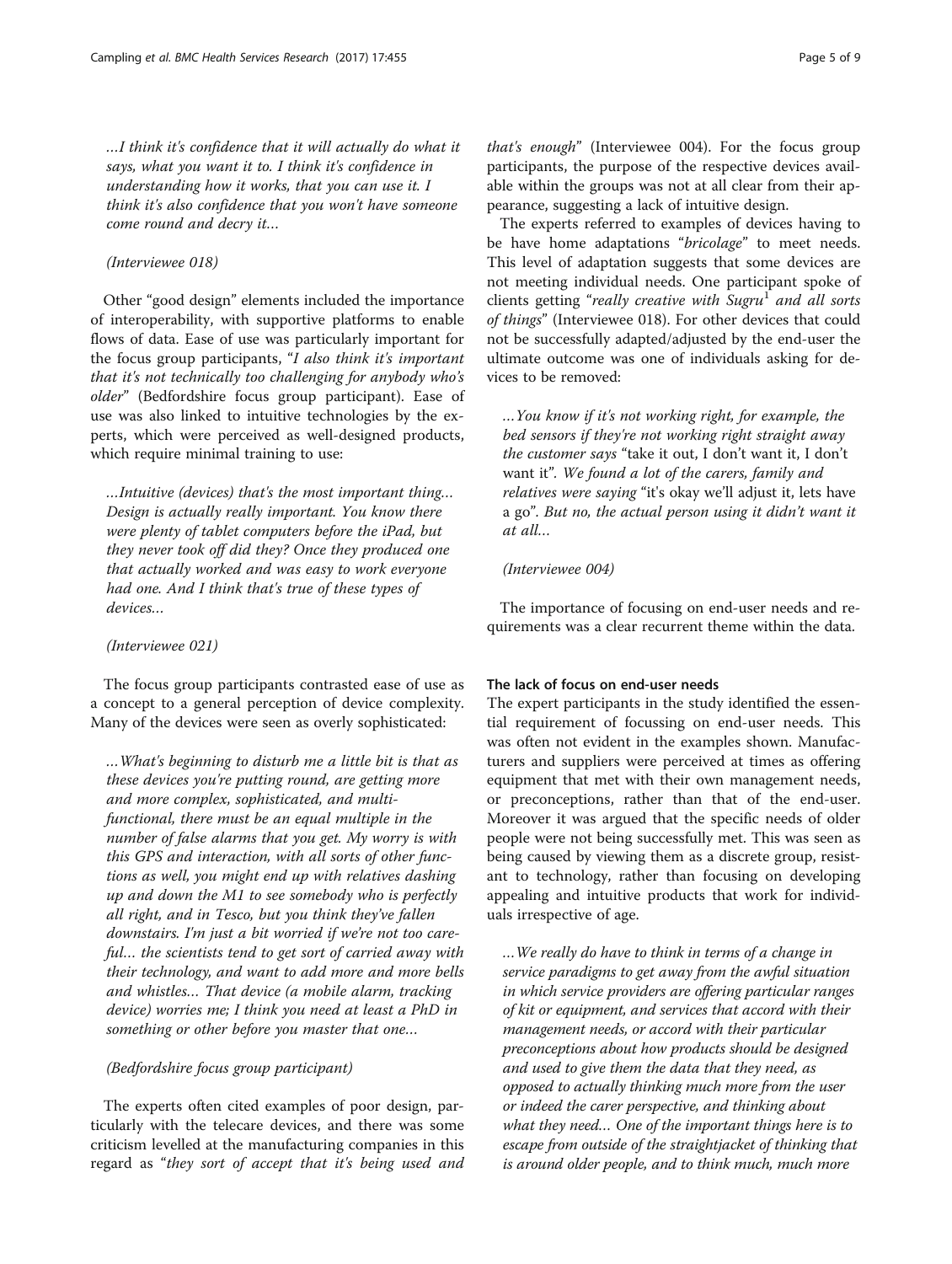*...I think it's confidence that it will actually do what it says, what you want it to. I think it's confidence in understanding how it works, that you can use it. I think it's also confidence that you won't have someone come round and decry it...*

*(Interviewee 018)*

Other "good design" elements included the importance of interoperability, with supportive platforms to enable flows of data. Ease of use was particularly important for the focus group participants, "*I also think it's important that it's not technically too challenging for anybody who's older*" (Bedfordshire focus group participant). Ease of use was also linked to intuitive technologies by the experts, which were perceived as well-designed products, which require minimal training to use:

*...Intuitive (devices) that's the most important thing... Design is actually really important. You know there were plenty of tablet computers before the iPad, but they never took off did they? Once they produced one that actually worked and was easy to work everyone had one. And I think that's true of these types of devices...*

*(Interviewee 021)*

The focus group participants contrasted ease of use as a concept to a general perception of device complexity. Many of the devices were seen as overly sophisticated:

*...What's beginning to disturb me a little bit is that as these devices you're putting round, are getting more and more complex, sophisticated, and multi-functional, there must be an equal multiple in the number of false alarms that you get. My worry is with this GPS and interaction, with all sorts of other functions as well, you might end up with relatives dashing up and down the M1 to see somebody who is perfectly all right, and in Tesco, but you think they've fallen downstairs. I'm just a bit worried if we're not too careful... the scientists tend to get sort of carried away with their technology, and want to add more and more bells and whistles... That device (a mobile alarm, tracking device) worries me; I think you need at least a PhD in something or other before you master that one...*

*(Bedfordshire focus group participant)*

The experts often cited examples of poor design, particularly with the telecare devices, and there was some criticism levelled at the manufacturing companies in this regard as "*they sort of accept that it's being used and that's enough*" (Interviewee 004). For the focus group participants, the purpose of the respective devices available within the groups was not at all clear from their appearance, suggesting a lack of intuitive design.

The experts referred to examples of devices having to be have home adaptations "*bricolage*" to meet needs. This level of adaptation suggests that some devices are not meeting individual needs. One participant spoke of clients getting "*really creative with Sugru*[1] *and all sorts of things*" (Interviewee 018). For other devices that could not be successfully adapted/adjusted by the end-user the ultimate outcome was one of individuals asking for devices to be removed:

*...You know if it's not working right, for example, the bed sensors if they're not working right straight away the customer says* "take it out, I don't want it, I don't want it"*. We found a lot of the carers, family and relatives were saying* "it's okay we'll adjust it, lets have a go"*. But no, the actual person using it didn't want it at all...*

*(Interviewee 004)*

The importance of focusing on end-user needs and requirements was a clear recurrent theme within the data.

#### The lack of focus on end-user needs

The expert participants in the study identified the essential requirement of focussing on end-user needs. This was often not evident in the examples shown. Manufacturers and suppliers were perceived at times as offering equipment that met with their own management needs, or preconceptions, rather than that of the end-user. Moreover it was argued that the specific needs of older people were not being successfully met. This was seen as being caused by viewing them as a discrete group, resistant to technology, rather than focusing on developing appealing and intuitive products that work for individuals irrespective of age.

*...We really do have to think in terms of a change in service paradigms to get away from the awful situation in which service providers are offering particular ranges of kit or equipment, and services that accord with their management needs, or accord with their particular preconceptions about how products should be designed and used to give them the data that they need, as opposed to actually thinking much more from the user or indeed the carer perspective, and thinking about what they need... One of the important things here is to escape from outside of the straightjacket of thinking that is around older people, and to think much, much more*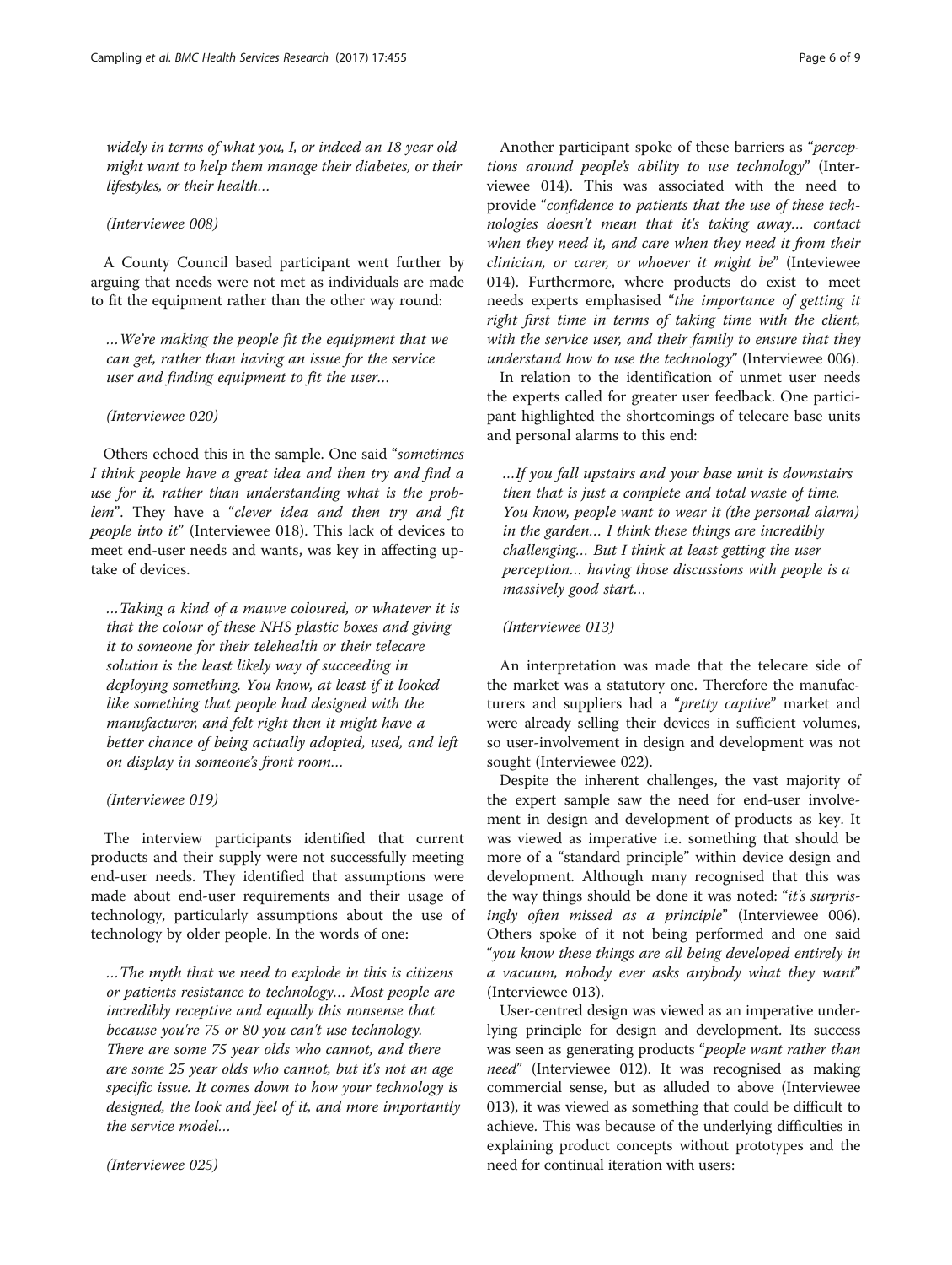*widely in terms of what you, I, or indeed an 18 year old might want to help them manage their diabetes, or their lifestyles, or their health…*

*(Interviewee 008)*

A County Council based participant went further by arguing that needs were not met as individuals are made to fit the equipment rather than the other way round:

*…We're making the people fit the equipment that we can get, rather than having an issue for the service user and finding equipment to fit the user…*

*(Interviewee 020)*

Others echoed this in the sample. One said "*sometimes I think people have a great idea and then try and find a use for it, rather than understanding what is the problem*". They have a "*clever idea and then try and fit people into it*" (Interviewee 018). This lack of devices to meet end-user needs and wants, was key in affecting uptake of devices.

*…Taking a kind of a mauve coloured, or whatever it is that the colour of these NHS plastic boxes and giving it to someone for their telehealth or their telecare solution is the least likely way of succeeding in deploying something. You know, at least if it looked like something that people had designed with the manufacturer, and felt right then it might have a better chance of being actually adopted, used, and left on display in someone's front room…*

*(Interviewee 019)*

The interview participants identified that current products and their supply were not successfully meeting end-user needs. They identified that assumptions were made about end-user requirements and their usage of technology, particularly assumptions about the use of technology by older people. In the words of one:

*…The myth that we need to explode in this is citizens or patients resistance to technology… Most people are incredibly receptive and equally this nonsense that because you're 75 or 80 you can't use technology. There are some 75 year olds who cannot, and there are some 25 year olds who cannot, but it's not an age specific issue. It comes down to how your technology is designed, the look and feel of it, and more importantly the service model…*

*(Interviewee 025)*

Another participant spoke of these barriers as "*perceptions around people's ability to use technology*" (Interviewee 014). This was associated with the need to provide "*confidence to patients that the use of these technologies doesn't mean that it's taking away… contact when they need it, and care when they need it from their clinician, or carer, or whoever it might be*" (Inteviewee 014). Furthermore, where products do exist to meet needs experts emphasised "*the importance of getting it right first time in terms of taking time with the client, with the service user, and their family to ensure that they understand how to use the technology*" (Interviewee 006).

In relation to the identification of unmet user needs the experts called for greater user feedback. One participant highlighted the shortcomings of telecare base units and personal alarms to this end:

*…If you fall upstairs and your base unit is downstairs then that is just a complete and total waste of time. You know, people want to wear it (the personal alarm) in the garden… I think these things are incredibly challenging… But I think at least getting the user perception… having those discussions with people is a massively good start…*

*(Interviewee 013)*

An interpretation was made that the telecare side of the market was a statutory one. Therefore the manufacturers and suppliers had a "*pretty captive*" market and were already selling their devices in sufficient volumes, so user-involvement in design and development was not sought (Interviewee 022).

Despite the inherent challenges, the vast majority of the expert sample saw the need for end-user involvement in design and development of products as key. It was viewed as imperative i.e. something that should be more of a "standard principle" within device design and development. Although many recognised that this was the way things should be done it was noted: "*it's surprisingly often missed as a principle*" (Interviewee 006). Others spoke of it not being performed and one said "*you know these things are all being developed entirely in a vacuum, nobody ever asks anybody what they want*" (Interviewee 013).

User-centred design was viewed as an imperative underlying principle for design and development. Its success was seen as generating products "*people want rather than need*" (Interviewee 012). It was recognised as making commercial sense, but as alluded to above (Interviewee 013), it was viewed as something that could be difficult to achieve. This was because of the underlying difficulties in explaining product concepts without prototypes and the need for continual iteration with users: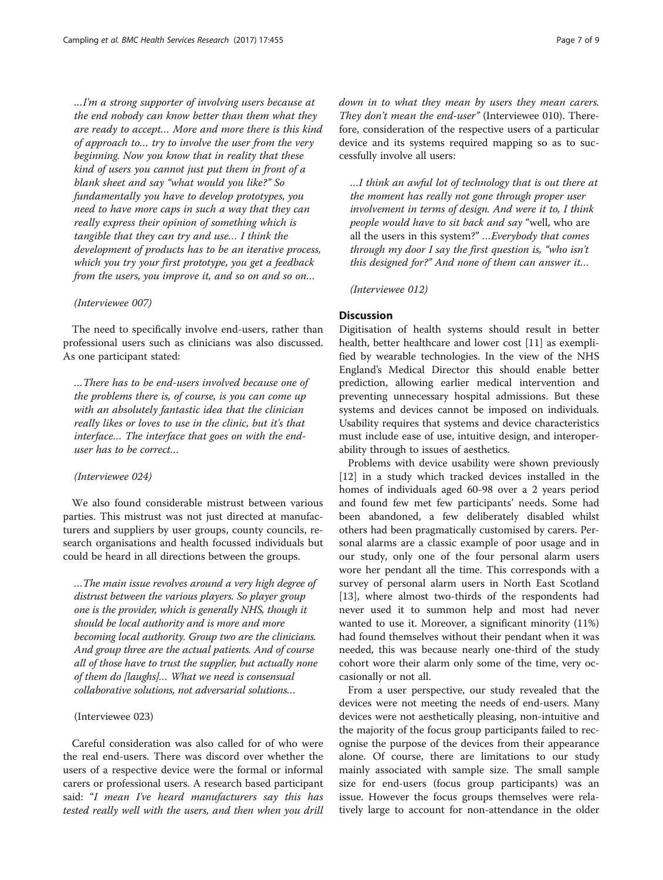*…I'm a strong supporter of involving users because at the end nobody can know better than them what they are ready to accept… More and more there is this kind of approach to… try to involve the user from the very beginning. Now you know that in reality that these kind of users you cannot just put them in front of a blank sheet and say "what would you like?" So fundamentally you have to develop prototypes, you need to have more caps in such a way that they can really express their opinion of something which is tangible that they can try and use… I think the development of products has to be an iterative process, which you try your first prototype, you get a feedback from the users, you improve it, and so on and so on…*

*(Interviewee 007)*

The need to specifically involve end-users, rather than professional users such as clinicians was also discussed. As one participant stated:

*…There has to be end-users involved because one of the problems there is, of course, is you can come up with an absolutely fantastic idea that the clinician really likes or loves to use in the clinic, but it's that interface… The interface that goes on with the end-user has to be correct…*

*(Interviewee 024)*

We also found considerable mistrust between various parties. This mistrust was not just directed at manufacturers and suppliers by user groups, county councils, research organisations and health focussed individuals but could be heard in all directions between the groups.

*…The main issue revolves around a very high degree of distrust between the various players. So player group one is the provider, which is generally NHS, though it should be local authority and is more and more becoming local authority. Group two are the clinicians. And group three are the actual patients. And of course all of those have to trust the supplier, but actually none of them do [laughs]… What we need is consensual collaborative solutions, not adversarial solutions…*

(Interviewee 023)

Careful consideration was also called for of who were the real end-users. There was discord over whether the users of a respective device were the formal or informal carers or professional users. A research based participant said: "*I mean I've heard manufacturers say this has tested really well with the users, and then when you drill down in to what they mean by users they mean carers. They don't mean the end-user*" (Interviewee 010). Therefore, consideration of the respective users of a particular device and its systems required mapping so as to successfully involve all users:

*…I think an awful lot of technology that is out there at the moment has really not gone through proper user involvement in terms of design. And were it to, I think people would have to sit back and say* "well, who are all the users in this system?" *…Everybody that comes through my door I say the first question is, "who isn't this designed for?" And none of them can answer it…*

*(Interviewee 012)*

## Discussion

Digitisation of health systems should result in better health, better healthcare and lower cost [11] as exemplified by wearable technologies. In the view of the NHS England's Medical Director this should enable better prediction, allowing earlier medical intervention and preventing unnecessary hospital admissions. But these systems and devices cannot be imposed on individuals. Usability requires that systems and device characteristics must include ease of use, intuitive design, and interoperability through to issues of aesthetics.

Problems with device usability were shown previously [12] in a study which tracked devices installed in the homes of individuals aged 60-98 over a 2 years period and found few met few participants' needs. Some had been abandoned, a few deliberately disabled whilst others had been pragmatically customised by carers. Personal alarms are a classic example of poor usage and in our study, only one of the four personal alarm users wore her pendant all the time. This corresponds with a survey of personal alarm users in North East Scotland [13], where almost two-thirds of the respondents had never used it to summon help and most had never wanted to use it. Moreover, a significant minority (11%) had found themselves without their pendant when it was needed, this was because nearly one-third of the study cohort wore their alarm only some of the time, very occasionally or not all.

From a user perspective, our study revealed that the devices were not meeting the needs of end-users. Many devices were not aesthetically pleasing, non-intuitive and the majority of the focus group participants failed to recognise the purpose of the devices from their appearance alone. Of course, there are limitations to our study mainly associated with sample size. The small sample size for end-users (focus group participants) was an issue. However the focus groups themselves were relatively large to account for non-attendance in the older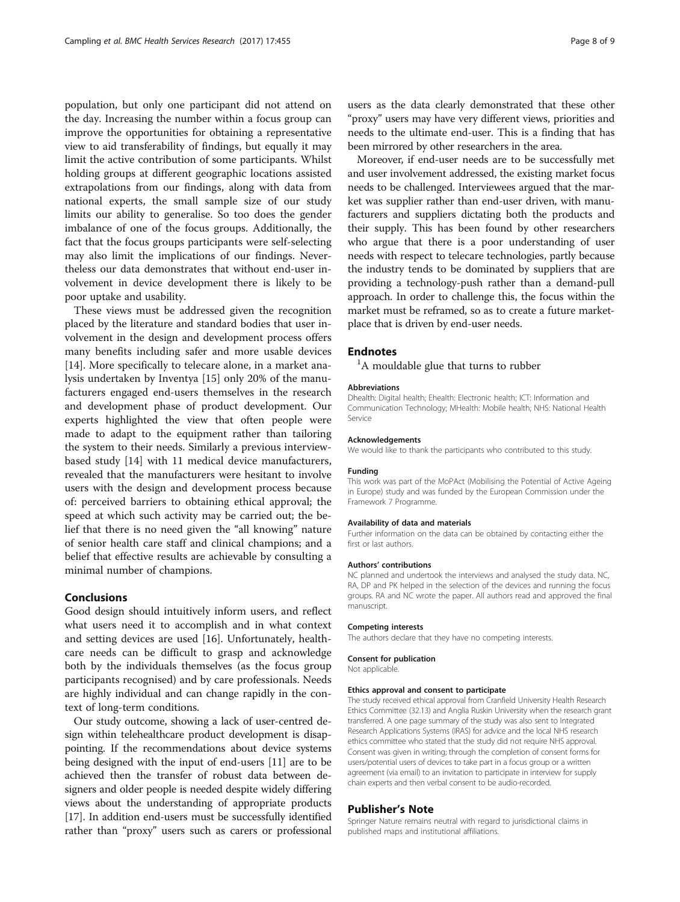population, but only one participant did not attend on the day. Increasing the number within a focus group can improve the opportunities for obtaining a representative view to aid transferability of findings, but equally it may limit the active contribution of some participants. Whilst holding groups at different geographic locations assisted extrapolations from our findings, along with data from national experts, the small sample size of our study limits our ability to generalise. So too does the gender imbalance of one of the focus groups. Additionally, the fact that the focus groups participants were self-selecting may also limit the implications of our findings. Nevertheless our data demonstrates that without end-user involvement in device development there is likely to be poor uptake and usability.

These views must be addressed given the recognition placed by the literature and standard bodies that user involvement in the design and development process offers many benefits including safer and more usable devices [14]. More specifically to telecare alone, in a market analysis undertaken by Inventya [15] only 20% of the manufacturers engaged end-users themselves in the research and development phase of product development. Our experts highlighted the view that often people were made to adapt to the equipment rather than tailoring the system to their needs. Similarly a previous interview-based study [14] with 11 medical device manufacturers, revealed that the manufacturers were hesitant to involve users with the design and development process because of: perceived barriers to obtaining ethical approval; the speed at which such activity may be carried out; the belief that there is no need given the "all knowing" nature of senior health care staff and clinical champions; and a belief that effective results are achievable by consulting a minimal number of champions.

## Conclusions

Good design should intuitively inform users, and reflect what users need it to accomplish and in what context and setting devices are used [16]. Unfortunately, healthcare needs can be difficult to grasp and acknowledge both by the individuals themselves (as the focus group participants recognised) and by care professionals. Needs are highly individual and can change rapidly in the context of long-term conditions.

Our study outcome, showing a lack of user-centred design within telehealthcare product development is disappointing. If the recommendations about device systems being designed with the input of end-users [11] are to be achieved then the transfer of robust data between designers and older people is needed despite widely differing views about the understanding of appropriate products [17]. In addition end-users must be successfully identified rather than "proxy" users such as carers or professional users as the data clearly demonstrated that these other "proxy" users may have very different views, priorities and needs to the ultimate end-user. This is a finding that has been mirrored by other researchers in the area.

Moreover, if end-user needs are to be successfully met and user involvement addressed, the existing market focus needs to be challenged. Interviewees argued that the market was supplier rather than end-user driven, with manufacturers and suppliers dictating both the products and their supply. This has been found by other researchers who argue that there is a poor understanding of user needs with respect to telecare technologies, partly because the industry tends to be dominated by suppliers that are providing a technology-push rather than a demand-pull approach. In order to challenge this, the focus within the market must be reframed, so as to create a future marketplace that is driven by end-user needs.

## Endnotes

[1]A mouldable glue that turns to rubber

### Abbreviations

Dhealth: Digital health; Ehealth: Electronic health; ICT: Information and Communication Technology; MHealth: Mobile health; NHS: National Health Service

### Acknowledgements

We would like to thank the participants who contributed to this study.

### Funding

This work was part of the MoPAct (Mobilising the Potential of Active Ageing in Europe) study and was funded by the European Commission under the Framework 7 Programme.

### Availability of data and materials

Further information on the data can be obtained by contacting either the first or last authors.

### Authors' contributions

NC planned and undertook the interviews and analysed the study data. NC, RA, DP and PK helped in the selection of the devices and running the focus groups. RA and NC wrote the paper. All authors read and approved the final manuscript.

### Competing interests

The authors declare that they have no competing interests.

### Consent for publication

Not applicable.

### Ethics approval and consent to participate

The study received ethical approval from Cranfield University Health Research Ethics Committee (32.13) and Anglia Ruskin University when the research grant transferred. A one page summary of the study was also sent to Integrated Research Applications Systems (IRAS) for advice and the local NHS research ethics committee who stated that the study did not require NHS approval. Consent was given in writing; through the completion of consent forms for users/potential users of devices to take part in a focus group or a written agreement (via email) to an invitation to participate in interview for supply chain experts and then verbal consent to be audio-recorded.

## Publisher's Note

Springer Nature remains neutral with regard to jurisdictional claims in published maps and institutional affiliations.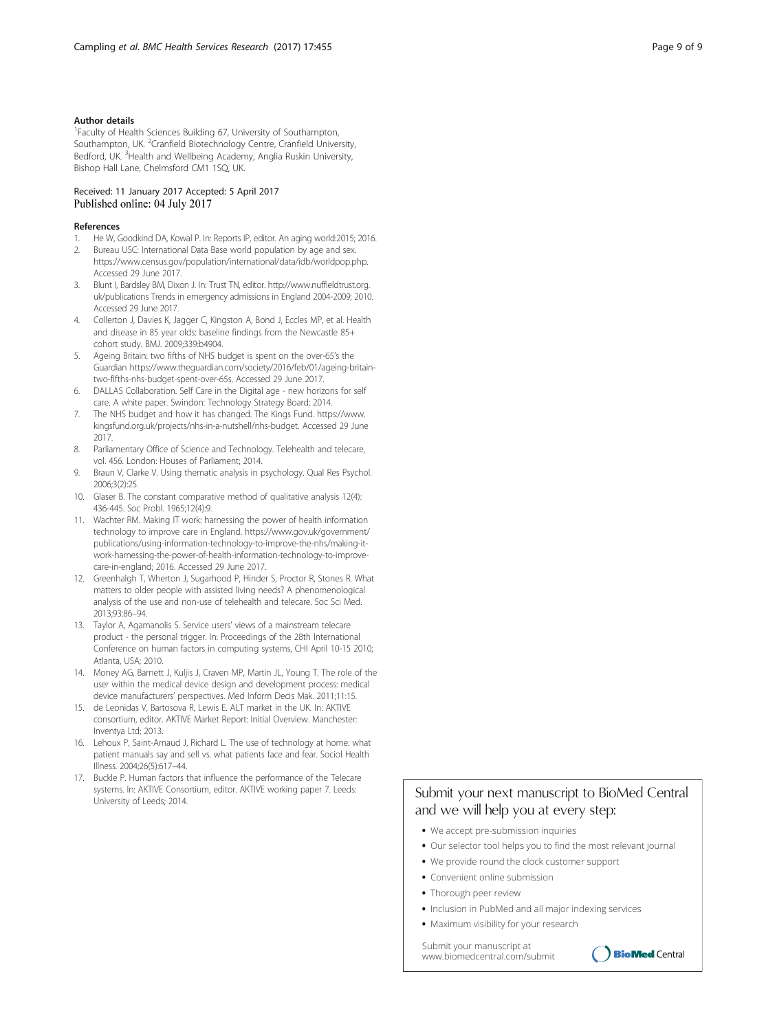#### Author details

[1]Faculty of Health Sciences Building 67, University of Southampton, Southampton, UK. [2]Cranfield Biotechnology Centre, Cranfield University, Bedford, UK. [3]Health and Wellbeing Academy, Anglia Ruskin University, Bishop Hall Lane, Chelmsford CM1 1SQ, UK.

Received: 11 January 2017 Accepted: 5 April 2017
Published online: 04 July 2017

#### References

1. He W, Goodkind DA, Kowal P. In: Reports IP, editor. An aging world:2015; 2016.
2. Bureau USC: International Data Base world population by age and sex. https://www.census.gov/population/international/data/idb/worldpop.php. Accessed 29 June 2017.
3. Blunt I, Bardsley BM, Dixon J. In: Trust TN, editor. http://www.nuffieldtrust.org.uk/publications Trends in emergency admissions in England 2004-2009; 2010. Accessed 29 June 2017.
4. Collerton J, Davies K, Jagger C, Kingston A, Bond J, Eccles MP, et al. Health and disease in 85 year olds: baseline findings from the Newcastle 85+ cohort study. BMJ. 2009;339:b4904.
5. Ageing Britain: two fifths of NHS budget is spent on the over-65's the Guardian https://www.theguardian.com/society/2016/feb/01/ageing-britain-two-fifths-nhs-budget-spent-over-65s. Accessed 29 June 2017.
6. DALLAS Collaboration. Self Care in the Digital age - new horizons for self care. A white paper. Swindon: Technology Strategy Board; 2014.
7. The NHS budget and how it has changed. The Kings Fund. https://www.kingsfund.org.uk/projects/nhs-in-a-nutshell/nhs-budget. Accessed 29 June 2017.
8. Parliamentary Office of Science and Technology. Telehealth and telecare, vol. 456. London: Houses of Parliament; 2014.
9. Braun V, Clarke V. Using thematic analysis in psychology. Qual Res Psychol. 2006;3(2):25.
10. Glaser B. The constant comparative method of qualitative analysis 12(4): 436-445. Soc Probl. 1965;12(4):9.
11. Wachter RM. Making IT work: harnessing the power of health information technology to improve care in England. https://www.gov.uk/government/publications/using-information-technology-to-improve-the-nhs/making-it-work-harnessing-the-power-of-health-information-technology-to-improve-care-in-england; 2016. Accessed 29 June 2017.
12. Greenhalgh T, Wherton J, Sugarhood P, Hinder S, Proctor R, Stones R. What matters to older people with assisted living needs? A phenomenological analysis of the use and non-use of telehealth and telecare. Soc Sci Med. 2013;93:86–94.
13. Taylor A, Agamanolis S. Service users' views of a mainstream telecare product - the personal trigger. In: Proceedings of the 28th International Conference on human factors in computing systems, CHI April 10-15 2010; Atlanta, USA; 2010.
14. Money AG, Barnett J, Kuljis J, Craven MP, Martin JL, Young T. The role of the user within the medical device design and development process: medical device manufacturers' perspectives. Med Inform Decis Mak. 2011;11:15.
15. de Leonidas V, Bartosova R, Lewis E. ALT market in the UK. In: AKTIVE consortium, editor. AKTIVE Market Report: Initial Overview. Manchester: Inventya Ltd; 2013.
16. Lehoux P, Saint-Arnaud J, Richard L. The use of technology at home: what patient manuals say and sell vs. what patients face and fear. Sociol Health Illness. 2004;26(5):617–44.
17. Buckle P. Human factors that influence the performance of the Telecare systems. In: AKTIVE Consortium, editor. AKTIVE working paper 7. Leeds: University of Leeds; 2014.

Submit your next manuscript to BioMed Central and we will help you at every step:

- We accept pre-submission inquiries
- Our selector tool helps you to find the most relevant journal
- We provide round the clock customer support
- Convenient online submission
- Thorough peer review
- Inclusion in PubMed and all major indexing services
- Maximum visibility for your research

Submit your manuscript at www.biomedcentral.com/submit

BioMed Central